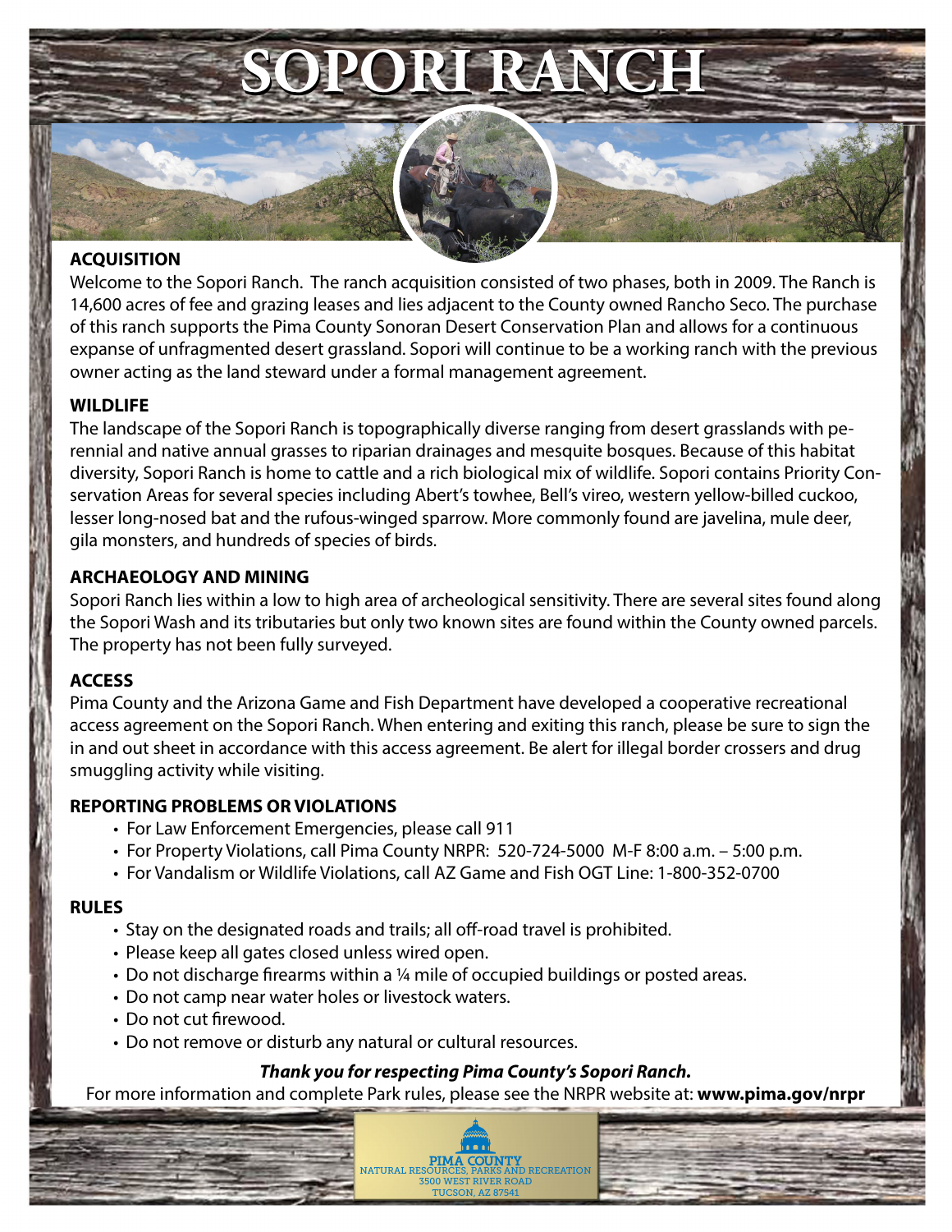# SOPORI RANCH

## ACQUISITION

Welcome to the Sopori Ranch. The ranch acquisition consisted of two phases, both in 2009. The Ranch is 14,600 acres of fee and grazing leases and lies adjacent to the County owned Rancho Seco. The purchase of this ranch supports the Pima County Sonoran Desert Conservation Plan and allows for a continuous expanse of unfragmented desert grassland. Sopori will continue to be a working ranch with the previous owner acting as the land steward under a formal management agreement.

## WILDLIFE

The landscape of the Sopori Ranch is topographically diverse ranging from desert grasslands with perennial and native annual grasses to riparian drainages and mesquite bosques. Because of this habitat diversity, Sopori Ranch is home to cattle and a rich biological mix of wildlife. Sopori contains Priority Conservation Areas for several species including Abert's towhee, Bell's vireo, western yellow-billed cuckoo, lesser long-nosed bat and the rufous-winged sparrow. More commonly found are javelina, mule deer, gila monsters, and hundreds of species of birds.

## ARCHAEOLOGY AND MINING

Sopori Ranch lies within a low to high area of archeological sensitivity. There are several sites found along the Sopori Wash and its tributaries but only two known sites are found within the County owned parcels. The property has not been fully surveyed.

## ACCESS

Pima County and the Arizona Game and Fish Department have developed a cooperative recreational access agreement on the Sopori Ranch. When entering and exiting this ranch, please be sure to sign the in and out sheet in accordance with this access agreement. Be alert for illegal border crossers and drug smuggling activity while visiting.

## REPORTING PROBLEMS OR VIOLATIONS

- For Law Enforcement Emergencies, please call 911
- For Property Violations, call Pima County NRPR: 520-724-5000 M-F 8:00 a.m. – 5:00 p.m.
- For Vandalism or Wildlife Violations, call AZ Game and Fish OGT Line: 1-800-352-0700

## RULES

- Stay on the designated roads and trails; all off-road travel is prohibited.
- Please keep all gates closed unless wired open.
- Do not discharge firearms within a ¼ mile of occupied buildings or posted areas.
- Do not camp near water holes or livestock waters.
- Do not cut firewood.
- Do not remove or disturb any natural or cultural resources.

***Thank you for respecting Pima County's Sopori Ranch.***

For more information and complete Park rules, please see the NRPR website at: **www.pima.gov/nrpr**

PIMA COUNTY
NATURAL RESOURCES, PARKS AND RECREATION
3500 WEST RIVER ROAD
TUCSON, AZ 87541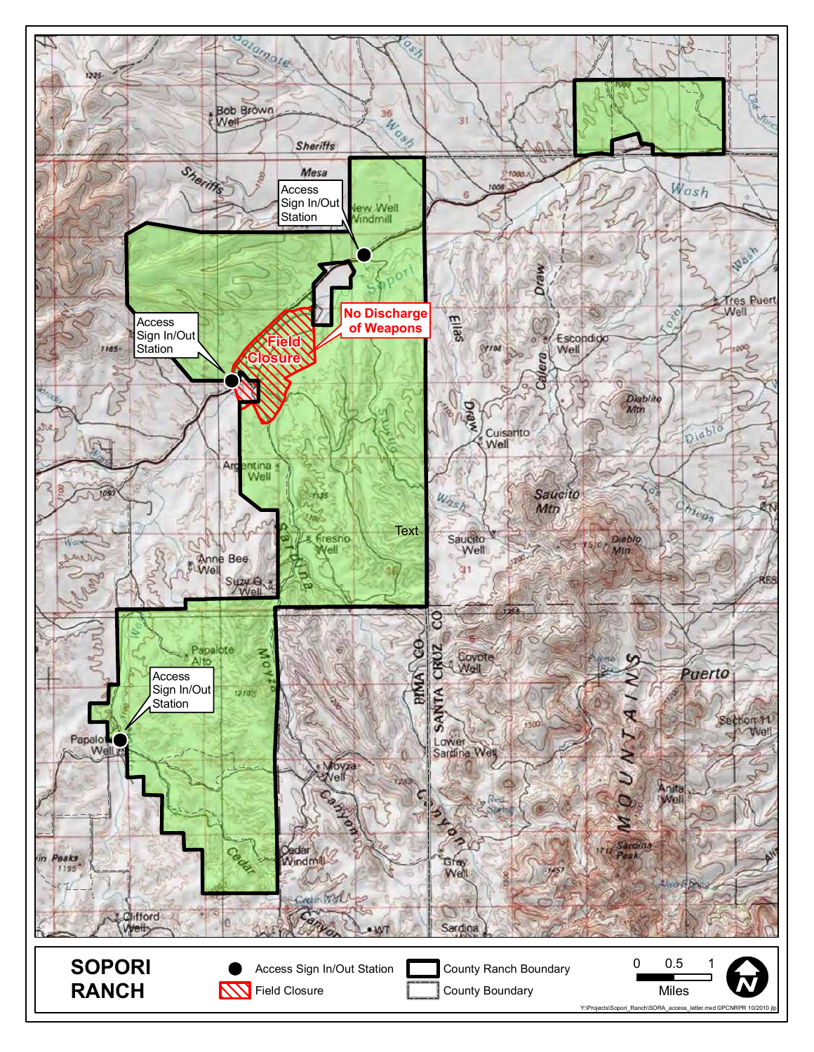# SOPORI RANCH

Access Sign In/Out Station

Access Sign In/Out Station

Access Sign In/Out Station

No Discharge of Weapons

Field Closure

Text

● Access Sign In/Out Station

Field Closure

County Ranch Boundary

County Boundary

0 0.5 1

Miles

Y:\Projects\Sopori_Ranch\SORA_access_letter.mxd ©PCNRPR 10/2010 jlp